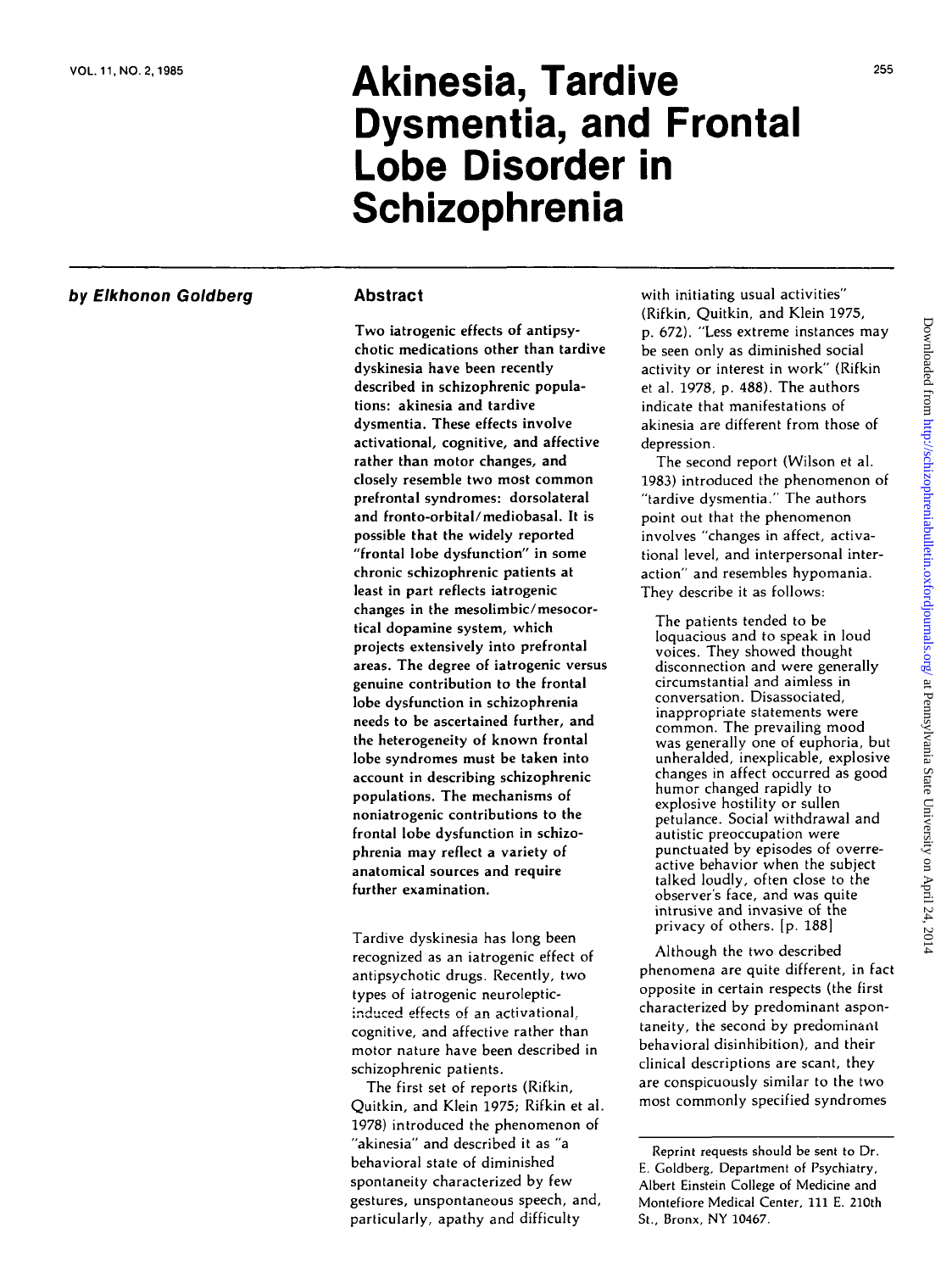# Akinesia, Tardive Dysmentia, and Frontal Lobe Disorder in Schizophrenia

***by Elkhonon Goldberg***

## Abstract

**Two iatrogenic effects of antipsychotic medications other than tardive dyskinesia have been recently described in schizophrenic populations: akinesia and tardive dysmentia. These effects involve activational, cognitive, and affective rather than motor changes, and closely resemble two most common prefrontal syndromes: dorsolateral and fronto-orbital/mediobasal. It is possible that the widely reported "frontal lobe dysfunction" in some chronic schizophrenic patients at least in part reflects iatrogenic changes in the mesolimbic/mesocortical dopamine system, which projects extensively into prefrontal areas. The degree of iatrogenic versus genuine contribution to the frontal lobe dysfunction in schizophrenia needs to be ascertained further, and the heterogeneity of known frontal lobe syndromes must be taken into account in describing schizophrenic populations. The mechanisms of noniatrogenic contributions to the frontal lobe dysfunction in schizophrenia may reflect a variety of anatomical sources and require further examination.**

Tardive dyskinesia has long been recognized as an iatrogenic effect of antipsychotic drugs. Recently, two types of iatrogenic neuroleptic-induced effects of an activational, cognitive, and affective rather than motor nature have been described in schizophrenic patients.

The first set of reports (Rifkin, Quitkin, and Klein 1975; Rifkin et al. 1978) introduced the phenomenon of "akinesia" and described it as "a behavioral state of diminished spontaneity characterized by few gestures, unspontaneous speech, and, particularly, apathy and difficulty with initiating usual activities" (Rifkin, Quitkin, and Klein 1975, p. 672). "Less extreme instances may be seen only as diminished social activity or interest in work" (Rifkin et al. 1978, p. 488). The authors indicate that manifestations of akinesia are different from those of depression.

The second report (Wilson et al. 1983) introduced the phenomenon of "tardive dysmentia." The authors point out that the phenomenon involves "changes in affect, activational level, and interpersonal interaction" and resembles hypomania. They describe it as follows:

> The patients tended to be loquacious and to speak in loud voices. They showed thought disconnection and were generally circumstantial and aimless in conversation. Disassociated, inappropriate statements were common. The prevailing mood was generally one of euphoria, but unheralded, inexplicable, explosive changes in affect occurred as good humor changed rapidly to explosive hostility or sullen petulance. Social withdrawal and autistic preoccupation were punctuated by episodes of overreactive behavior when the subject talked loudly, often close to the observer's face, and was quite intrusive and invasive of the privacy of others. [p. 188]

Although the two described phenomena are quite different, in fact opposite in certain respects (the first characterized by predominant aspontaneity, the second by predominant behavioral disinhibition), and their clinical descriptions are scant, they are conspicuously similar to the two most commonly specified syndromes

---

Reprint requests should be sent to Dr. E. Goldberg, Department of Psychiatry, Albert Einstein College of Medicine and Montefiore Medical Center, 111 E. 210th St., Bronx, NY 10467.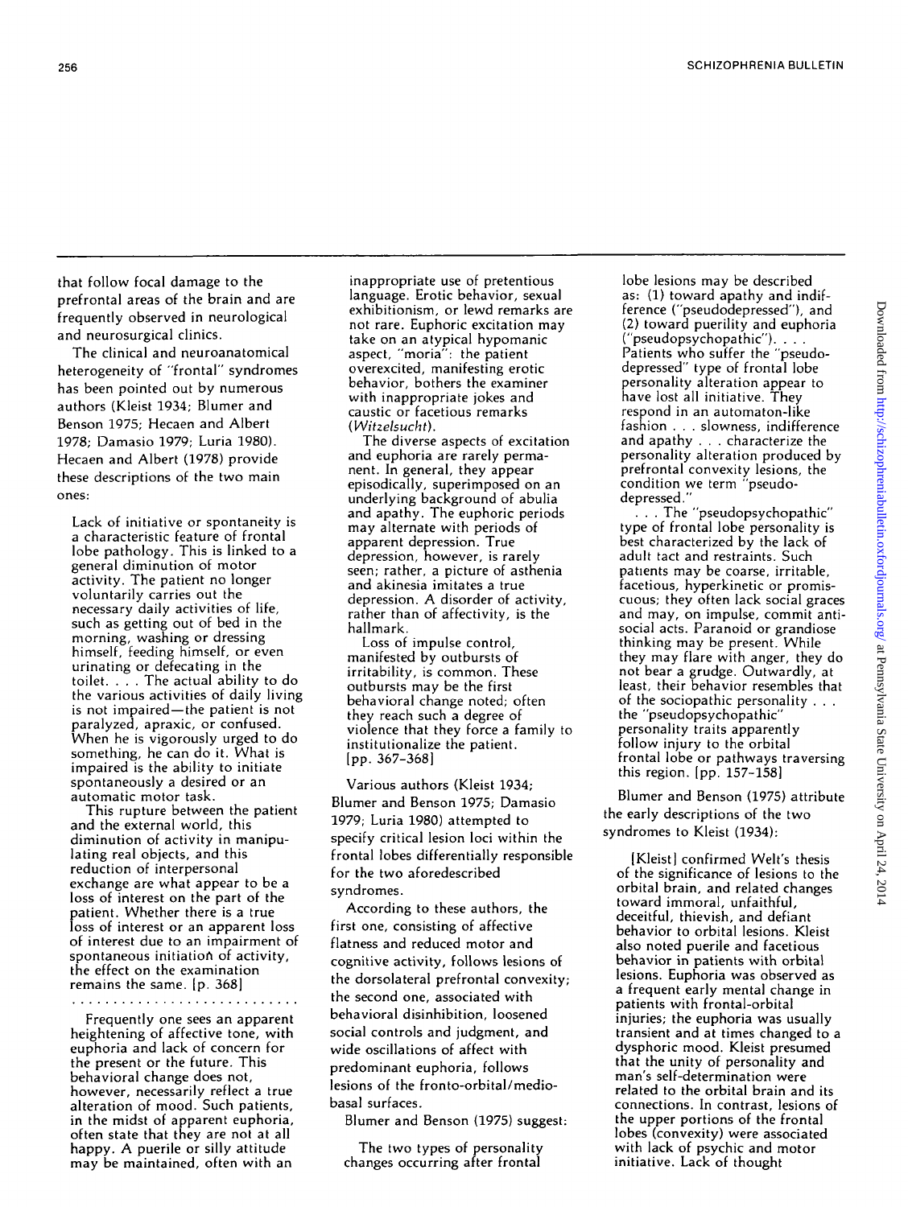that follow focal damage to the prefrontal areas of the brain and are frequently observed in neurological and neurosurgical clinics.

The clinical and neuroanatomical heterogeneity of "frontal" syndromes has been pointed out by numerous authors (Kleist 1934; Blumer and Benson 1975; Hecaen and Albert 1978; Damasio 1979; Luria 1980). Hecaen and Albert (1978) provide these descriptions of the two main ones:

> Lack of initiative or spontaneity is a characteristic feature of frontal lobe pathology. This is linked to a general diminution of motor activity. The patient no longer voluntarily carries out the necessary daily activities of life, such as getting out of bed in the morning, washing or dressing himself, feeding himself, or even urinating or defecating in the toilet. . . . The actual ability to do the various activities of daily living is not impaired—the patient is not paralyzed, apraxic, or confused. When he is vigorously urged to do something, he can do it. What is impaired is the ability to initiate spontaneously a desired or an automatic motor task.
>
> This rupture between the patient and the external world, this diminution of activity in manipulating real objects, and this reduction of interpersonal exchange are what appear to be a loss of interest on the part of the patient. Whether there is a true loss of interest or an apparent loss of interest due to an impairment of spontaneous initiation of activity, the effect on the examination remains the same. [p. 368]
>
> . . . . . . . . . . . . . . . . . . . . . . . . . . .
>
> Frequently one sees an apparent heightening of affective tone, with euphoria and lack of concern for the present or the future. This behavioral change does not, however, necessarily reflect a true alteration of mood. Such patients, in the midst of apparent euphoria, often state that they are not at all happy. A puerile or silly attitude may be maintained, often with an inappropriate use of pretentious language. Erotic behavior, sexual exhibitionism, or lewd remarks are not rare. Euphoric excitation may take on an atypical hypomanic aspect, "moria": the patient overexcited, manifesting erotic behavior, bothers the examiner with inappropriate jokes and caustic or facetious remarks (*Witzelsucht*).
>
> The diverse aspects of excitation and euphoria are rarely permanent. In general, they appear episodically, superimposed on an underlying background of abulia and apathy. The euphoric periods may alternate with periods of apparent depression. True depression, however, is rarely seen; rather, a picture of asthenia and akinesia imitates a true depression. A disorder of activity, rather than of affectivity, is the hallmark.
>
> Loss of impulse control, manifested by outbursts of irritability, is common. These outbursts may be the first behavioral change noted; often they reach such a degree of violence that they force a family to institutionalize the patient. [pp. 367–368]

Various authors (Kleist 1934; Blumer and Benson 1975; Damasio 1979; Luria 1980) attempted to specify critical lesion loci within the frontal lobes differentially responsible for the two aforedescribed syndromes.

According to these authors, the first one, consisting of affective flatness and reduced motor and cognitive activity, follows lesions of the dorsolateral prefrontal convexity; the second one, associated with behavioral disinhibition, loosened social controls and judgment, and wide oscillations of affect with predominant euphoria, follows lesions of the fronto-orbital/mediobasal surfaces.

Blumer and Benson (1975) suggest:

> The two types of personality changes occurring after frontal lobe lesions may be described as: (1) toward apathy and indifference ("pseudodepressed"), and (2) toward puerility and euphoria ("pseudopsychopathic"). . . . Patients who suffer the "pseudodepressed" type of frontal lobe personality alteration appear to have lost all initiative. They respond in an automaton-like fashion . . . slowness, indifference and apathy . . . characterize the personality alteration produced by prefrontal convexity lesions, the condition we term "pseudodepressed."
>
> . . . The "pseudopsychopathic" type of frontal lobe personality is best characterized by the lack of adult tact and restraints. Such patients may be coarse, irritable, facetious, hyperkinetic or promiscuous; they often lack social graces and may, on impulse, commit antisocial acts. Paranoid or grandiose thinking may be present. While they may flare with anger, they do not bear a grudge. Outwardly, at least, their behavior resembles that of the sociopathic personality . . . the "pseudopsychopathic" personality traits apparently follow injury to the orbital frontal lobe or pathways traversing this region. [pp. 157–158]

Blumer and Benson (1975) attribute the early descriptions of the two syndromes to Kleist (1934):

> [Kleist] confirmed Welt's thesis of the significance of lesions to the orbital brain, and related changes toward immoral, unfaithful, deceitful, thievish, and defiant behavior to orbital lesions. Kleist also noted puerile and facetious behavior in patients with orbital lesions. Euphoria was observed as a frequent early mental change in patients with frontal-orbital injuries; the euphoria was usually transient and at times changed to a dysphoric mood. Kleist presumed that the unity of personality and man's self-determination were related to the orbital brain and its connections. In contrast, lesions of the upper portions of the frontal lobes (convexity) were associated with lack of psychic and motor initiative. Lack of thought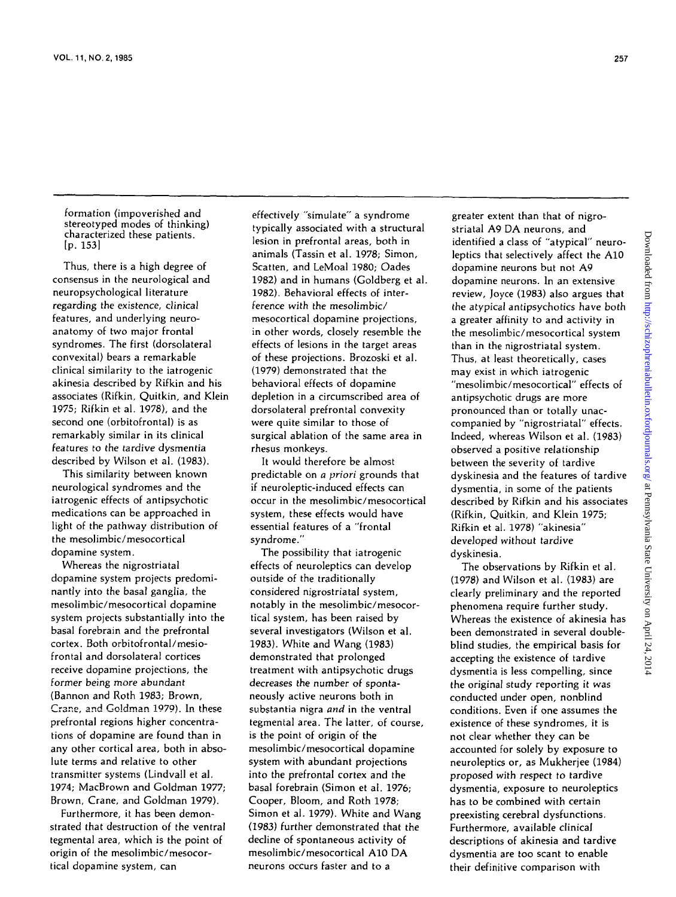formation (impoverished and stereotyped modes of thinking) characterized these patients. [p. 153]

Thus, there is a high degree of consensus in the neurological and neuropsychological literature regarding the existence, clinical features, and underlying neuroanatomy of two major frontal syndromes. The first (dorsolateral convexital) bears a remarkable clinical similarity to the iatrogenic akinesia described by Rifkin and his associates (Rifkin, Quitkin, and Klein 1975; Rifkin et al. 1978), and the second one (orbitofrontal) is as remarkably similar in its clinical features to the tardive dysmentia described by Wilson et al. (1983).

This similarity between known neurological syndromes and the iatrogenic effects of antipsychotic medications can be approached in light of the pathway distribution of the mesolimbic/mesocortical dopamine system.

Whereas the nigrostriatal dopamine system projects predominantly into the basal ganglia, the mesolimbic/mesocortical dopamine system projects substantially into the basal forebrain and the prefrontal cortex. Both orbitofrontal/mesiofrontal and dorsolateral cortices receive dopamine projections, the former being more abundant (Bannon and Roth 1983; Brown, Crane, and Goldman 1979). In these prefrontal regions higher concentrations of dopamine are found than in any other cortical area, both in absolute terms and relative to other transmitter systems (Lindvall et al. 1974; MacBrown and Goldman 1977; Brown, Crane, and Goldman 1979).

Furthermore, it has been demonstrated that destruction of the ventral tegmental area, which is the point of origin of the mesolimbic/mesocortical dopamine system, can effectively "simulate" a syndrome typically associated with a structural lesion in prefrontal areas, both in animals (Tassin et al. 1978; Simon, Scatten, and LeMoal 1980; Oades 1982) and in humans (Goldberg et al. 1982). Behavioral effects of interference with the mesolimbic/mesocortical dopamine projections, in other words, closely resemble the effects of lesions in the target areas of these projections. Brozoski et al. (1979) demonstrated that the behavioral effects of dopamine depletion in a circumscribed area of dorsolateral prefrontal convexity were quite similar to those of surgical ablation of the same area in rhesus monkeys.

It would therefore be almost predictable on *a priori* grounds that if neuroleptic-induced effects can occur in the mesolimbic/mesocortical system, these effects would have essential features of a "frontal syndrome."

The possibility that iatrogenic effects of neuroleptics can develop outside of the traditionally considered nigrostriatal system, notably in the mesolimbic/mesocortical system, has been raised by several investigators (Wilson et al. 1983). White and Wang (1983) demonstrated that prolonged treatment with antipsychotic drugs decreases the number of spontaneously active neurons both in substantia nigra *and* in the ventral tegmental area. The latter, of course, is the point of origin of the mesolimbic/mesocortical dopamine system with abundant projections into the prefrontal cortex and the basal forebrain (Simon et al. 1976; Cooper, Bloom, and Roth 1978; Simon et al. 1979). White and Wang (1983) further demonstrated that the decline of spontaneous activity of mesolimbic/mesocortical A10 DA neurons occurs faster and to a greater extent than that of nigrostriatal A9 DA neurons, and identified a class of "atypical" neuroleptics that selectively affect the A10 dopamine neurons but not A9 dopamine neurons. In an extensive review, Joyce (1983) also argues that the atypical antipsychotics have both a greater affinity to and activity in the mesolimbic/mesocortical system than in the nigrostriatal system. Thus, at least theoretically, cases may exist in which iatrogenic "mesolimbic/mesocortical" effects of antipsychotic drugs are more pronounced than or totally unaccompanied by "nigrostriatal" effects. Indeed, whereas Wilson et al. (1983) observed a positive relationship between the severity of tardive dyskinesia and the features of tardive dysmentia, in some of the patients described by Rifkin and his associates (Rifkin, Quitkin, and Klein 1975; Rifkin et al. 1978) "akinesia" developed without tardive dyskinesia.

The observations by Rifkin et al. (1978) and Wilson et al. (1983) are clearly preliminary and the reported phenomena require further study. Whereas the existence of akinesia has been demonstrated in several double-blind studies, the empirical basis for accepting the existence of tardive dysmentia is less compelling, since the original study reporting it was conducted under open, nonblind conditions. Even if one assumes the existence of these syndromes, it is not clear whether they can be accounted for solely by exposure to neuroleptics or, as Mukherjee (1984) proposed with respect to tardive dysmentia, exposure to neuroleptics has to be combined with certain preexisting cerebral dysfunctions. Furthermore, available clinical descriptions of akinesia and tardive dysmentia are too scant to enable their definitive comparison with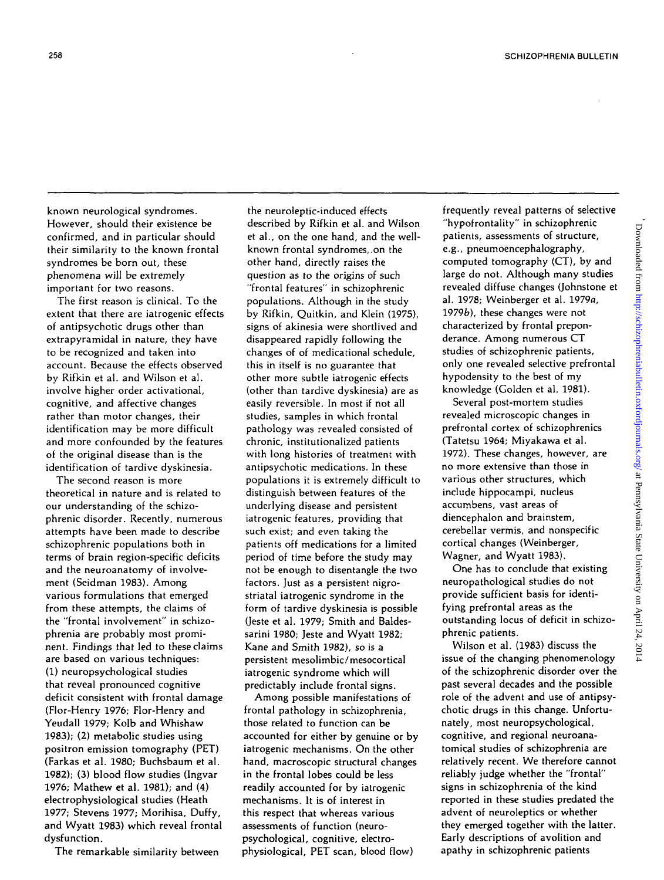known neurological syndromes. However, should their existence be confirmed, and in particular should their similarity to the known frontal syndromes be born out, these phenomena will be extremely important for two reasons.

The first reason is clinical. To the extent that there are iatrogenic effects of antipsychotic drugs other than extrapyramidal in nature, they have to be recognized and taken into account. Because the effects observed by Rifkin et al. and Wilson et al. involve higher order activational, cognitive, and affective changes rather than motor changes, their identification may be more difficult and more confounded by the features of the original disease than is the identification of tardive dyskinesia.

The second reason is more theoretical in nature and is related to our understanding of the schizophrenic disorder. Recently, numerous attempts have been made to describe schizophrenic populations both in terms of brain region-specific deficits and the neuroanatomy of involvement (Seidman 1983). Among various formulations that emerged from these attempts, the claims of the "frontal involvement" in schizophrenia are probably most prominent. Findings that led to these claims are based on various techniques: (1) neuropsychological studies that reveal pronounced cognitive deficit consistent with frontal damage (Flor-Henry 1976; Flor-Henry and Yeudall 1979; Kolb and Whishaw 1983); (2) metabolic studies using positron emission tomography (PET) (Farkas et al. 1980; Buchsbaum et al. 1982); (3) blood flow studies (Ingvar 1976; Mathew et al. 1981); and (4) electrophysiological studies (Heath 1977; Stevens 1977; Morihisa, Duffy, and Wyatt 1983) which reveal frontal dysfunction.

The remarkable similarity between the neuroleptic-induced effects described by Rifkin et al. and Wilson et al., on the one hand, and the well-known frontal syndromes, on the other hand, directly raises the question as to the origins of such "frontal features" in schizophrenic populations. Although in the study by Rifkin, Quitkin, and Klein (1975), signs of akinesia were shortlived and disappeared rapidly following the changes of of medicational schedule, this in itself is no guarantee that other more subtle iatrogenic effects (other than tardive dyskinesia) are as easily reversible. In most if not all studies, samples in which frontal pathology was revealed consisted of chronic, institutionalized patients with long histories of treatment with antipsychotic medications. In these populations it is extremely difficult to distinguish between features of the underlying disease and persistent iatrogenic features, providing that such exist; and even taking the patients off medications for a limited period of time before the study may not be enough to disentangle the two factors. Just as a persistent nigrostriatal iatrogenic syndrome in the form of tardive dyskinesia is possible (Jeste et al. 1979; Smith and Baldessarini 1980; Jeste and Wyatt 1982; Kane and Smith 1982), so is a persistent mesolimbic/mesocortical iatrogenic syndrome which will predictably include frontal signs.

Among possible manifestations of frontal pathology in schizophrenia, those related to function can be accounted for either by genuine or by iatrogenic mechanisms. On the other hand, macroscopic structural changes in the frontal lobes could be less readily accounted for by iatrogenic mechanisms. It is of interest in this respect that whereas various assessments of function (neuropsychological, cognitive, electrophysiological, PET scan, blood flow) frequently reveal patterns of selective "hypofrontality" in schizophrenic patients, assessments of structure, e.g., pneumoencephalography, computed tomography (CT), by and large do not. Although many studies revealed diffuse changes (Johnstone et al. 1978; Weinberger et al. 1979*a*, 1979*b*), these changes were not characterized by frontal preponderance. Among numerous CT studies of schizophrenic patients, only one revealed selective prefrontal hypodensity to the best of my knowledge (Golden et al. 1981).

Several post-mortem studies revealed microscopic changes in prefrontal cortex of schizophrenics (Tatetsu 1964; Miyakawa et al. 1972). These changes, however, are no more extensive than those in various other structures, which include hippocampi, nucleus accumbens, vast areas of diencephalon and brainstem, cerebellar vermis, and nonspecific cortical changes (Weinberger, Wagner, and Wyatt 1983).

One has to conclude that existing neuropathological studies do not provide sufficient basis for identifying prefrontal areas as the outstanding locus of deficit in schizophrenic patients.

Wilson et al. (1983) discuss the issue of the changing phenomenology of the schizophrenic disorder over the past several decades and the possible role of the advent and use of antipsychotic drugs in this change. Unfortunately, most neuropsychological, cognitive, and regional neuroanatomical studies of schizophrenia are relatively recent. We therefore cannot reliably judge whether the "frontal" signs in schizophrenia of the kind reported in these studies predated the advent of neuroleptics or whether they emerged together with the latter. Early descriptions of avolition and apathy in schizophrenic patients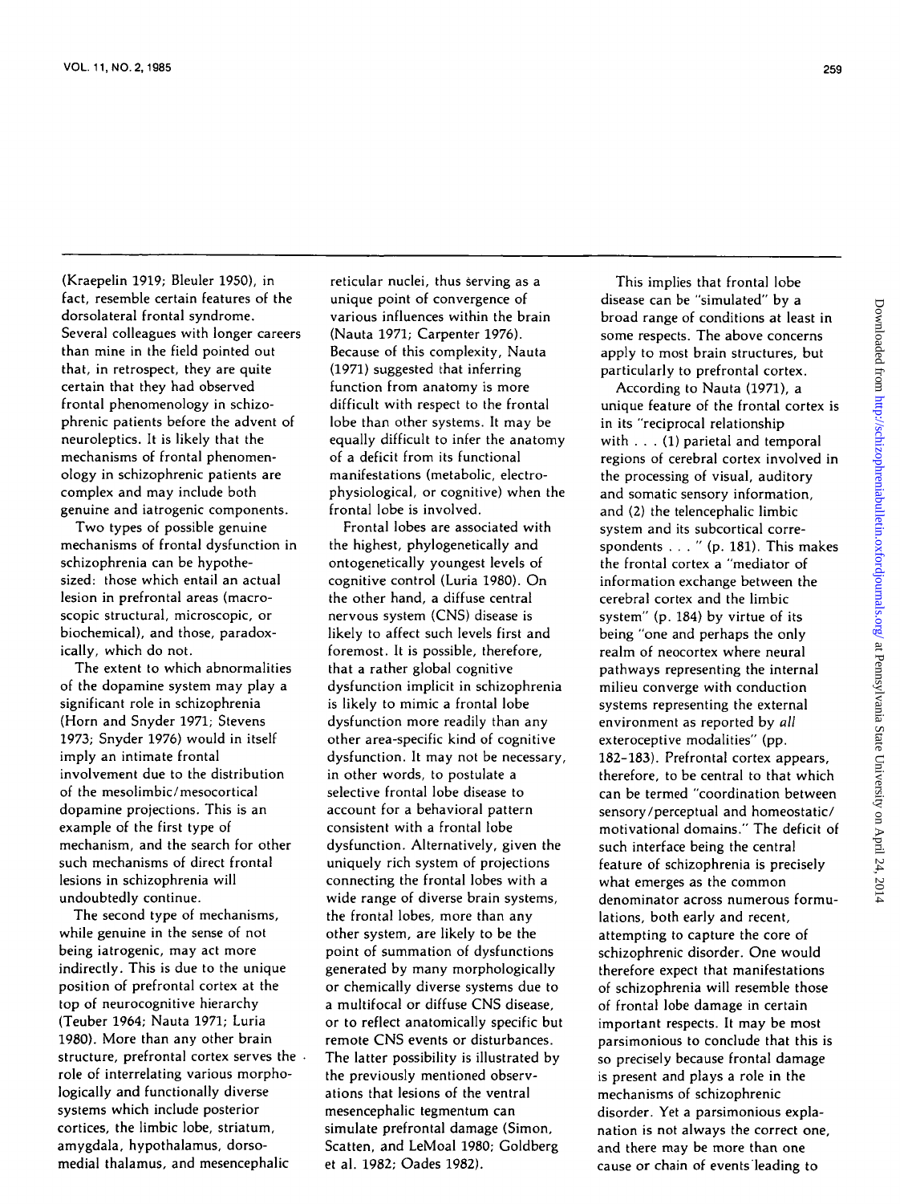(Kraepelin 1919; Bleuler 1950), in fact, resemble certain features of the dorsolateral frontal syndrome. Several colleagues with longer careers than mine in the field pointed out that, in retrospect, they are quite certain that they had observed frontal phenomenology in schizophrenic patients before the advent of neuroleptics. It is likely that the mechanisms of frontal phenomenology in schizophrenic patients are complex and may include both genuine and iatrogenic components.

Two types of possible genuine mechanisms of frontal dysfunction in schizophrenia can be hypothesized: those which entail an actual lesion in prefrontal areas (macroscopic structural, microscopic, or biochemical), and those, paradoxically, which do not.

The extent to which abnormalities of the dopamine system may play a significant role in schizophrenia (Horn and Snyder 1971; Stevens 1973; Snyder 1976) would in itself imply an intimate frontal involvement due to the distribution of the mesolimbic/mesocortical dopamine projections. This is an example of the first type of mechanism, and the search for other such mechanisms of direct frontal lesions in schizophrenia will undoubtedly continue.

The second type of mechanisms, while genuine in the sense of not being iatrogenic, may act more indirectly. This is due to the unique position of prefrontal cortex at the top of neurocognitive hierarchy (Teuber 1964; Nauta 1971; Luria 1980). More than any other brain structure, prefrontal cortex serves the role of interrelating various morphologically and functionally diverse systems which include posterior cortices, the limbic lobe, striatum, amygdala, hypothalamus, dorsomedial thalamus, and mesencephalic reticular nuclei, thus serving as a unique point of convergence of various influences within the brain (Nauta 1971; Carpenter 1976). Because of this complexity, Nauta (1971) suggested that inferring function from anatomy is more difficult with respect to the frontal lobe than other systems. It may be equally difficult to infer the anatomy of a deficit from its functional manifestations (metabolic, electrophysiological, or cognitive) when the frontal lobe is involved.

Frontal lobes are associated with the highest, phylogenetically and ontogenetically youngest levels of cognitive control (Luria 1980). On the other hand, a diffuse central nervous system (CNS) disease is likely to affect such levels first and foremost. It is possible, therefore, that a rather global cognitive dysfunction implicit in schizophrenia is likely to mimic a frontal lobe dysfunction more readily than any other area-specific kind of cognitive dysfunction. It may not be necessary, in other words, to postulate a selective frontal lobe disease to account for a behavioral pattern consistent with a frontal lobe dysfunction. Alternatively, given the uniquely rich system of projections connecting the frontal lobes with a wide range of diverse brain systems, the frontal lobes, more than any other system, are likely to be the point of summation of dysfunctions generated by many morphologically or chemically diverse systems due to a multifocal or diffuse CNS disease, or to reflect anatomically specific but remote CNS events or disturbances. The latter possibility is illustrated by the previously mentioned observations that lesions of the ventral mesencephalic tegmentum can simulate prefrontal damage (Simon, Scatten, and LeMoal 1980; Goldberg et al. 1982; Oades 1982).

This implies that frontal lobe disease can be "simulated" by a broad range of conditions at least in some respects. The above concerns apply to most brain structures, but particularly to prefrontal cortex.

According to Nauta (1971), a unique feature of the frontal cortex is in its "reciprocal relationship with . . . (1) parietal and temporal regions of cerebral cortex involved in the processing of visual, auditory and somatic sensory information, and (2) the telencephalic limbic system and its subcortical correspondents . . . " (p. 181). This makes the frontal cortex a "mediator of information exchange between the cerebral cortex and the limbic system" (p. 184) by virtue of its being "one and perhaps the only realm of neocortex where neural pathways representing the internal milieu converge with conduction systems representing the external environment as reported by *all* exteroceptive modalities" (pp. 182–183). Prefrontal cortex appears, therefore, to be central to that which can be termed "coordination between sensory/perceptual and homeostatic/motivational domains." The deficit of such interface being the central feature of schizophrenia is precisely what emerges as the common denominator across numerous formulations, both early and recent, attempting to capture the core of schizophrenic disorder. One would therefore expect that manifestations of schizophrenia will resemble those of frontal lobe damage in certain important respects. It may be most parsimonious to conclude that this is so precisely because frontal damage is present and plays a role in the mechanisms of schizophrenic disorder. Yet a parsimonious explanation is not always the correct one, and there may be more than one cause or chain of events leading to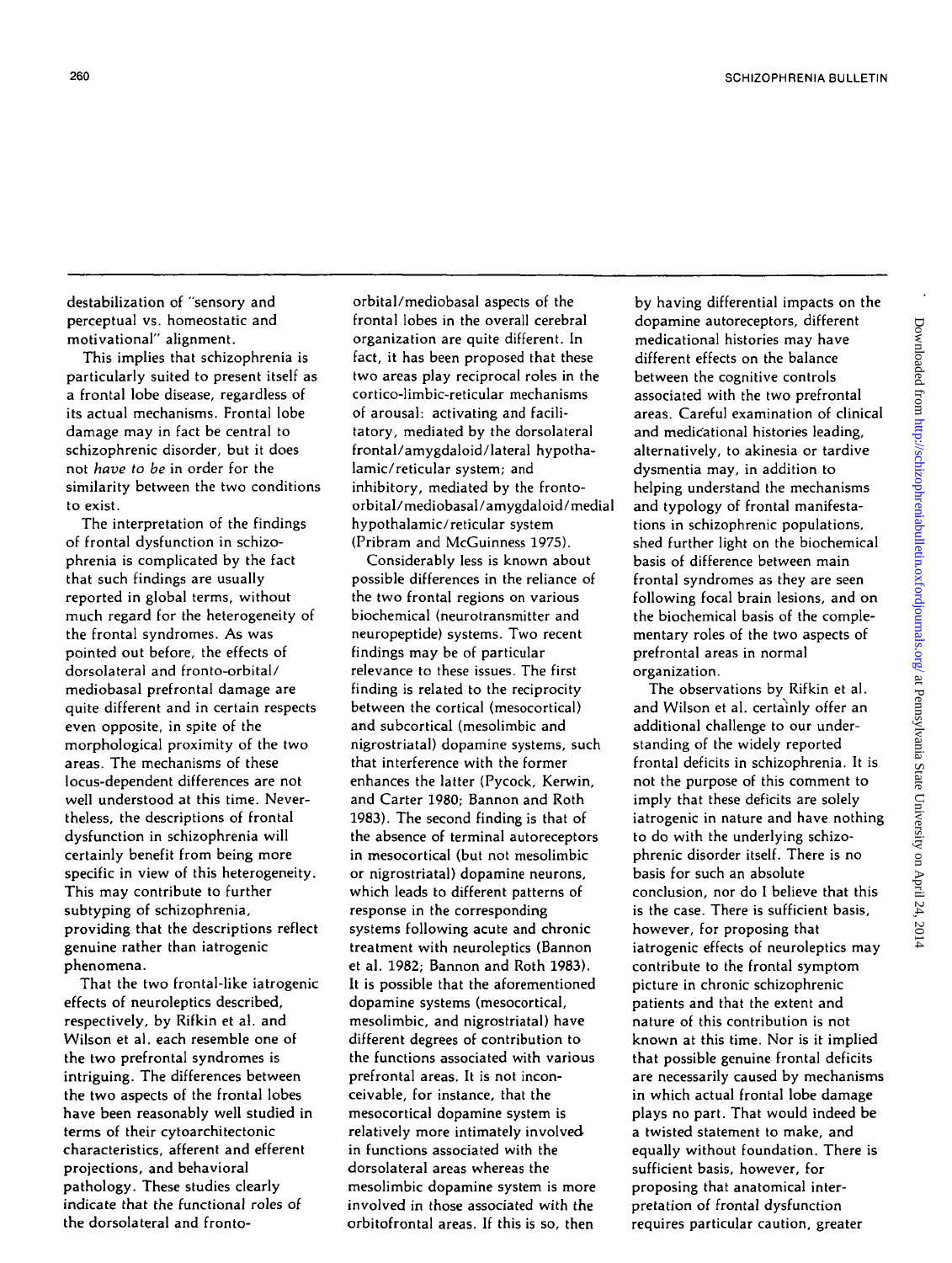destabilization of "sensory and perceptual vs. homeostatic and motivational" alignment.

This implies that schizophrenia is particularly suited to present itself as a frontal lobe disease, regardless of its actual mechanisms. Frontal lobe damage may in fact be central to schizophrenic disorder, but it does not *have to be* in order for the similarity between the two conditions to exist.

The interpretation of the findings of frontal dysfunction in schizophrenia is complicated by the fact that such findings are usually reported in global terms, without much regard for the heterogeneity of the frontal syndromes. As was pointed out before, the effects of dorsolateral and fronto-orbital/mediobasal prefrontal damage are quite different and in certain respects even opposite, in spite of the morphological proximity of the two areas. The mechanisms of these locus-dependent differences are not well understood at this time. Nevertheless, the descriptions of frontal dysfunction in schizophrenia will certainly benefit from being more specific in view of this heterogeneity. This may contribute to further subtyping of schizophrenia, providing that the descriptions reflect genuine rather than iatrogenic phenomena.

That the two frontal-like iatrogenic effects of neuroleptics described, respectively, by Rifkin et al. and Wilson et al. each resemble one of the two prefrontal syndromes is intriguing. The differences between the two aspects of the frontal lobes have been reasonably well studied in terms of their cytoarchitectonic characteristics, afferent and efferent projections, and behavioral pathology. These studies clearly indicate that the functional roles of the dorsolateral and fronto-orbital/mediobasal aspects of the frontal lobes in the overall cerebral organization are quite different. In fact, it has been proposed that these two areas play reciprocal roles in the cortico-limbic-reticular mechanisms of arousal: activating and facilitatory, mediated by the dorsolateral frontal/amygdaloid/lateral hypothalamic/reticular system; and inhibitory, mediated by the fronto-orbital/mediobasal/amygdaloid/medial hypothalamic/reticular system (Pribram and McGuinness 1975).

Considerably less is known about possible differences in the reliance of the two frontal regions on various biochemical (neurotransmitter and neuropeptide) systems. Two recent findings may be of particular relevance to these issues. The first finding is related to the reciprocity between the cortical (mesocortical) and subcortical (mesolimbic and nigrostriatal) dopamine systems, such that interference with the former enhances the latter (Pycock, Kerwin, and Carter 1980; Bannon and Roth 1983). The second finding is that of the absence of terminal autoreceptors in mesocortical (but not mesolimbic or nigrostriatal) dopamine neurons, which leads to different patterns of response in the corresponding systems following acute and chronic treatment with neuroleptics (Bannon et al. 1982; Bannon and Roth 1983). It is possible that the aforementioned dopamine systems (mesocortical, mesolimbic, and nigrostriatal) have different degrees of contribution to the functions associated with various prefrontal areas. It is not inconceivable, for instance, that the mesocortical dopamine system is relatively more intimately involved in functions associated with the dorsolateral areas whereas the mesolimbic dopamine system is more involved in those associated with the orbitofrontal areas. If this is so, then by having differential impacts on the dopamine autoreceptors, different medicational histories may have different effects on the balance between the cognitive controls associated with the two prefrontal areas. Careful examination of clinical and medicational histories leading, alternatively, to akinesia or tardive dysmentia may, in addition to helping understand the mechanisms and typology of frontal manifestations in schizophrenic populations, shed further light on the biochemical basis of difference between main frontal syndromes as they are seen following focal brain lesions, and on the biochemical basis of the complementary roles of the two aspects of prefrontal areas in normal organization.

The observations by Rifkin et al. and Wilson et al. certainly offer an additional challenge to our understanding of the widely reported frontal deficits in schizophrenia. It is not the purpose of this comment to imply that these deficits are solely iatrogenic in nature and have nothing to do with the underlying schizophrenic disorder itself. There is no basis for such an absolute conclusion, nor do I believe that this is the case. There is sufficient basis, however, for proposing that iatrogenic effects of neuroleptics may contribute to the frontal symptom picture in chronic schizophrenic patients and that the extent and nature of this contribution is not known at this time. Nor is it implied that possible genuine frontal deficits are necessarily caused by mechanisms in which actual frontal lobe damage plays no part. That would indeed be a twisted statement to make, and equally without foundation. There is sufficient basis, however, for proposing that anatomical interpretation of frontal dysfunction requires particular caution, greater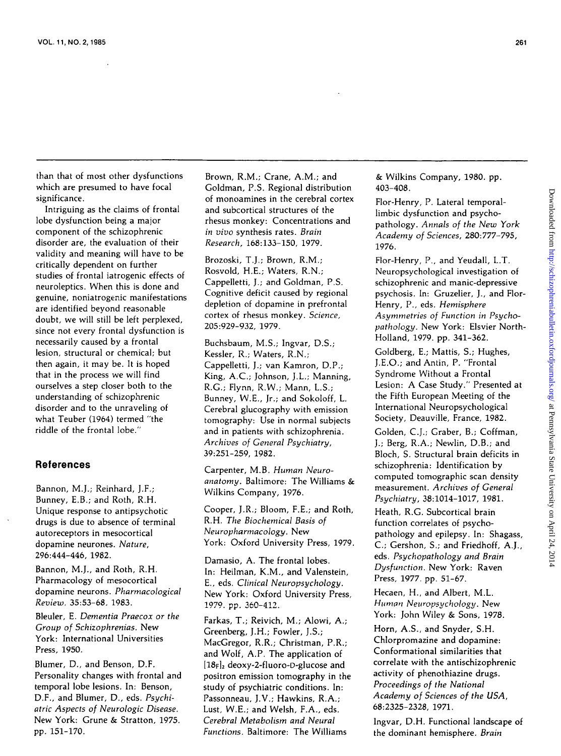than that of most other dysfunctions which are presumed to have focal significance.

Intriguing as the claims of frontal lobe dysfunction being a major component of the schizophrenic disorder are, the evaluation of their validity and meaning will have to be critically dependent on further studies of frontal iatrogenic effects of neuroleptics. When this is done and genuine, noniatrogenic manifestations are identified beyond reasonable doubt, we will still be left perplexed, since not every frontal dysfunction is necessarily caused by a frontal lesion, structural or chemical; but then again, it may be. It is hoped that in the process we will find ourselves a step closer both to the understanding of schizophrenic disorder and to the unraveling of what Teuber (1964) termed "the riddle of the frontal lobe."

## References

Bannon, M.J.; Reinhard, J.F.; Bunney, E.B.; and Roth, R.H. Unique response to antipsychotic drugs is due to absence of terminal autoreceptors in mesocortical dopamine neurones. *Nature*, 296:444–446, 1982.

Bannon, M.J., and Roth, R.H. Pharmacology of mesocortical dopamine neurons. *Pharmacological Review*, 35:53–68, 1983.

Bleuler, E. *Dementia Praecox or the Group of Schizophrenias*. New York: International Universities Press, 1950.

Blumer, D., and Benson, D.F. Personality changes with frontal and temporal lobe lesions. In: Benson, D.F., and Blumer, D., eds. *Psychiatric Aspects of Neurologic Disease*. New York: Grune & Stratton, 1975. pp. 151–170.

Brown, R.M.; Crane, A.M.; and Goldman, P.S. Regional distribution of monoamines in the cerebral cortex and subcortical structures of the rhesus monkey: Concentrations and *in vivo* synthesis rates. *Brain Research*, 168:133–150, 1979.

Brozoski, T.J.; Brown, R.M.; Rosvold, H.E.; Waters, R.N.; Cappelletti, J.; and Goldman, P.S. Cognitive deficit caused by regional depletion of dopamine in prefrontal cortex of rhesus monkey. *Science*, 205:929–932, 1979.

Buchsbaum, M.S.; Ingvar, D.S.; Kessler, R.; Waters, R.N.; Cappelletti, J.; van Kamron, D.P.; King, A.C.; Johnson, J.L.; Manning, R.G.; Flynn, R.W.; Mann, L.S.; Bunney, W.E., Jr.; and Sokoloff, L. Cerebral glucography with emission tomography: Use in normal subjects and in patients with schizophrenia. *Archives of General Psychiatry*, 39:251–259, 1982.

Carpenter, M.B. *Human Neuroanatomy*. Baltimore: The Williams & Wilkins Company, 1976.

Cooper, J.R.; Bloom, F.E.; and Roth, R.H. *The Biochemical Basis of Neuropharmacology*. New York: Oxford University Press, 1979.

Damasio, A. The frontal lobes. In: Heilman, K.M., and Valenstein, E., eds. *Clinical Neuropsychology*. New York: Oxford University Press, 1979. pp. 360–412.

Farkas, T.; Reivich, M.; Alowi, A.; Greenberg, J.H.; Fowler, J.S.; MacGregor, R.R.; Christman, P.R.; and Wolf, A.P. The application of $[^{18}F]_2$ deoxy-2-fluoro-D-glucose and positron emission tomography in the study of psychiatric conditions. In: Passonneau, J.V.; Hawkins, R.A.; Lust, W.E.; and Welsh, F.A., eds. *Cerebral Metabolism and Neural Functions*. Baltimore: The Williams & Wilkins Company, 1980. pp. 403–408.

Flor-Henry, P. Lateral temporal-limbic dysfunction and psychopathology. *Annals of the New York Academy of Sciences*, 280:777–795, 1976.

Flor-Henry, P., and Yeudall, L.T. Neuropsychological investigation of schizophrenic and manic-depressive psychosis. In: Gruzelier, J., and Flor-Henry, P., eds. *Hemisphere Asymmetries of Function in Psychopathology*. New York: Elsvier North-Holland, 1979. pp. 341–362.

Goldberg, E.; Mattis, S.; Hughes, J.E.O.; and Antin, P. "Frontal Syndrome Without a Frontal Lesion: A Case Study." Presented at the Fifth European Meeting of the International Neuropsychological Society, Deauville, France, 1982.

Golden, C.J.; Graber, B.; Coffman, J.; Berg, R.A.; Newlin, D.B.; and Bloch, S. Structural brain deficits in schizophrenia: Identification by computed tomographic scan density measurement. *Archives of General Psychiatry*, 38:1014–1017, 1981.

Heath, R.G. Subcortical brain function correlates of psychopathology and epilepsy. In: Shagass, C.; Gershon, S.; and Friedhoff, A.J., eds. *Psychopathology and Brain Dysfunction*. New York: Raven Press, 1977. pp. 51–67.

Hecaen, H., and Albert, M.L. *Human Neuropsychology*. New York: John Wiley & Sons, 1978.

Horn, A.S., and Snyder, S.H. Chlorpromazine and dopamine: Conformational similarities that correlate with the antischizophrenic activity of phenothiazine drugs. *Proceedings of the National Academy of Sciences of the USA*, 68:2325–2328, 1971.

Ingvar, D.H. Functional landscape of the dominant hemisphere. *Brain*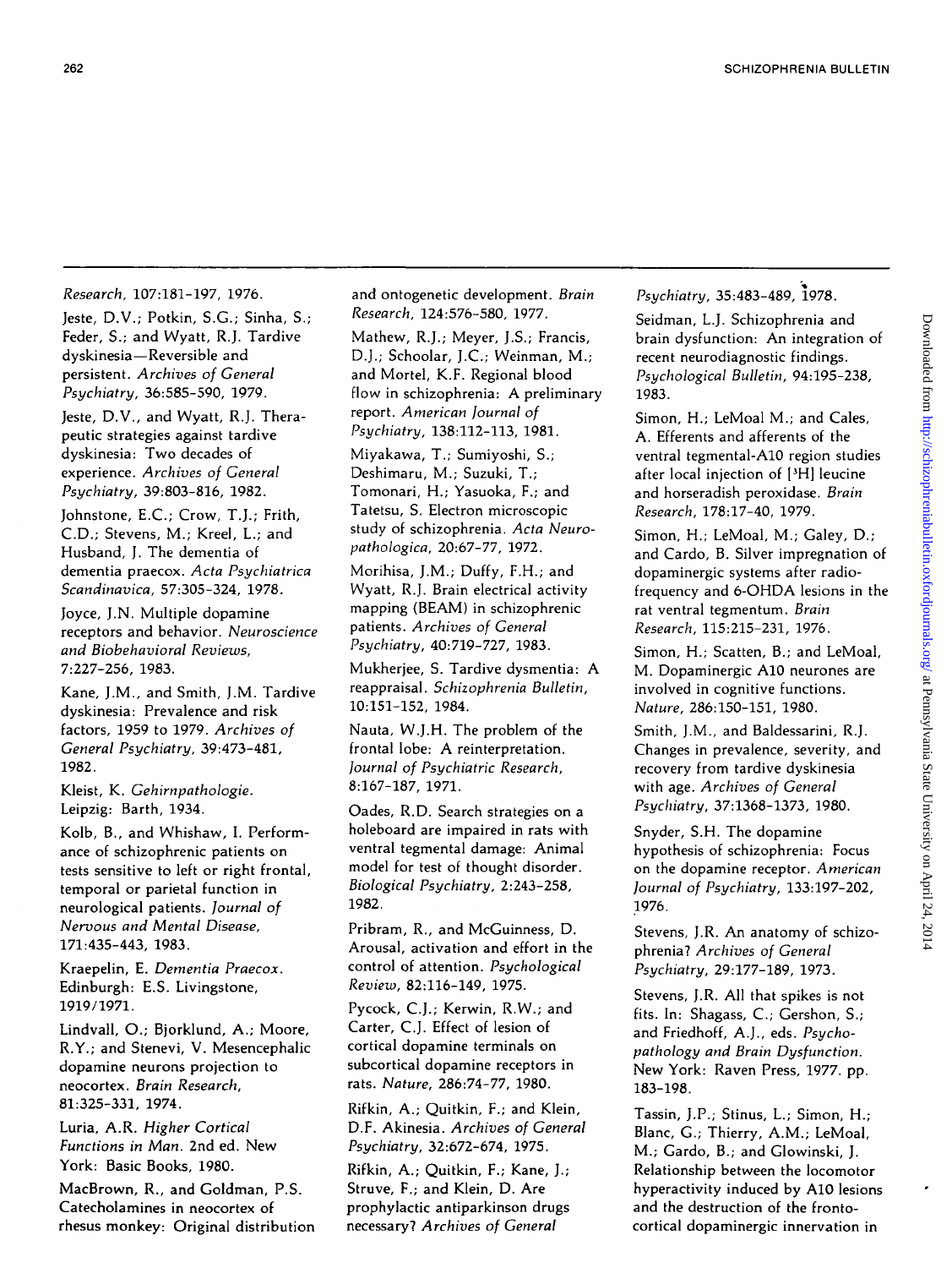Research, 107:181-197, 1976.

Jeste, D.V.; Potkin, S.G.; Sinha, S.; Feder, S.; and Wyatt, R.J. Tardive dyskinesia—Reversible and persistent. *Archives of General Psychiatry*, 36:585-590, 1979.

Jeste, D.V., and Wyatt, R.J. Therapeutic strategies against tardive dyskinesia: Two decades of experience. *Archives of General Psychiatry*, 39:803-816, 1982.

Johnstone, E.C.; Crow, T.J.; Frith, C.D.; Stevens, M.; Kreel, L.; and Husband, J. The dementia of dementia praecox. *Acta Psychiatrica Scandinavica*, 57:305-324, 1978.

Joyce, J.N. Multiple dopamine receptors and behavior. *Neuroscience and Biobehavioral Reviews*, 7:227-256, 1983.

Kane, J.M., and Smith, J.M. Tardive dyskinesia: Prevalence and risk factors, 1959 to 1979. *Archives of General Psychiatry*, 39:473-481, 1982.

Kleist, K. *Gehirnpathologie*. Leipzig: Barth, 1934.

Kolb, B., and Whishaw, I. Performance of schizophrenic patients on tests sensitive to left or right frontal, temporal or parietal function in neurological patients. *Journal of Nervous and Mental Disease*, 171:435-443, 1983.

Kraepelin, E. *Dementia Praecox*. Edinburgh: E.S. Livingstone, 1919/1971.

Lindvall, O.; Bjorklund, A.; Moore, R.Y.; and Stenevi, V. Mesencephalic dopamine neurons projection to neocortex. *Brain Research*, 81:325-331, 1974.

Luria, A.R. *Higher Cortical Functions in Man*. 2nd ed. New York: Basic Books, 1980.

MacBrown, R., and Goldman, P.S. Catecholamines in neocortex of rhesus monkey: Original distribution and ontogenetic development. *Brain Research*, 124:576-580, 1977.

Mathew, R.J.; Meyer, J.S.; Francis, D.J.; Schoolar, J.C.; Weinman, M.; and Mortel, K.F. Regional blood flow in schizophrenia: A preliminary report. *American Journal of Psychiatry*, 138:112-113, 1981.

Miyakawa, T.; Sumiyoshi, S.; Deshimaru, M.; Suzuki, T.; Tomonari, H.; Yasuoka, F.; and Tatetsu, S. Electron microscopic study of schizophrenia. *Acta Neuropathologica*, 20:67-77, 1972.

Morihisa, J.M.; Duffy, F.H.; and Wyatt, R.J. Brain electrical activity mapping (BEAM) in schizophrenic patients. *Archives of General Psychiatry*, 40:719-727, 1983.

Mukherjee, S. Tardive dysmentia: A reappraisal. *Schizophrenia Bulletin*, 10:151-152, 1984.

Nauta, W.J.H. The problem of the frontal lobe: A reinterpretation. *Journal of Psychiatric Research*, 8:167-187, 1971.

Oades, R.D. Search strategies on a holeboard are impaired in rats with ventral tegmental damage: Animal model for test of thought disorder. *Biological Psychiatry*, 2:243-258, 1982.

Pribram, R., and McGuinness, D. Arousal, activation and effort in the control of attention. *Psychological Review*, 82:116-149, 1975.

Pycock, C.J.; Kerwin, R.W.; and Carter, C.J. Effect of lesion of cortical dopamine terminals on subcortical dopamine receptors in rats. *Nature*, 286:74-77, 1980.

Rifkin, A.; Quitkin, F.; and Klein, D.F. Akinesia. *Archives of General Psychiatry*, 32:672-674, 1975.

Rifkin, A.; Quitkin, F.; Kane, J.; Struve, F.; and Klein, D. Are prophylactic antiparkinson drugs necessary? *Archives of General Psychiatry*, 35:483-489, 1978.

Seidman, L.J. Schizophrenia and brain dysfunction: An integration of recent neurodiagnostic findings. *Psychological Bulletin*, 94:195-238, 1983.

Simon, H.; LeMoal M.; and Cales, A. Efferents and afferents of the ventral tegmental-A10 region studies after local injection of [$^3$H] leucine and horseradish peroxidase. *Brain Research*, 178:17-40, 1979.

Simon, H.; LeMoal, M.; Galey, D.; and Cardo, B. Silver impregnation of dopaminergic systems after radiofrequency and 6-OHDA lesions in the rat ventral tegmentum. *Brain Research*, 115:215-231, 1976.

Simon, H.; Scatten, B.; and LeMoal, M. Dopaminergic A10 neurones are involved in cognitive functions. *Nature*, 286:150-151, 1980.

Smith, J.M., and Baldessarini, R.J. Changes in prevalence, severity, and recovery from tardive dyskinesia with age. *Archives of General Psychiatry*, 37:1368-1373, 1980.

Snyder, S.H. The dopamine hypothesis of schizophrenia: Focus on the dopamine receptor. *American Journal of Psychiatry*, 133:197-202, 1976.

Stevens, J.R. An anatomy of schizophrenia? *Archives of General Psychiatry*, 29:177-189, 1973.

Stevens, J.R. All that spikes is not fits. In: Shagass, C.; Gershon, S.; and Friedhoff, A.J., eds. *Psychopathology and Brain Dysfunction*. New York: Raven Press, 1977. pp. 183-198.

Tassin, J.P.; Stinus, L.; Simon, H.; Blanc, G.; Thierry, A.M.; LeMoal, M.; Gardo, B.; and Glowinski, J. Relationship between the locomotor hyperactivity induced by A10 lesions and the destruction of the frontocortical dopaminergic innervation in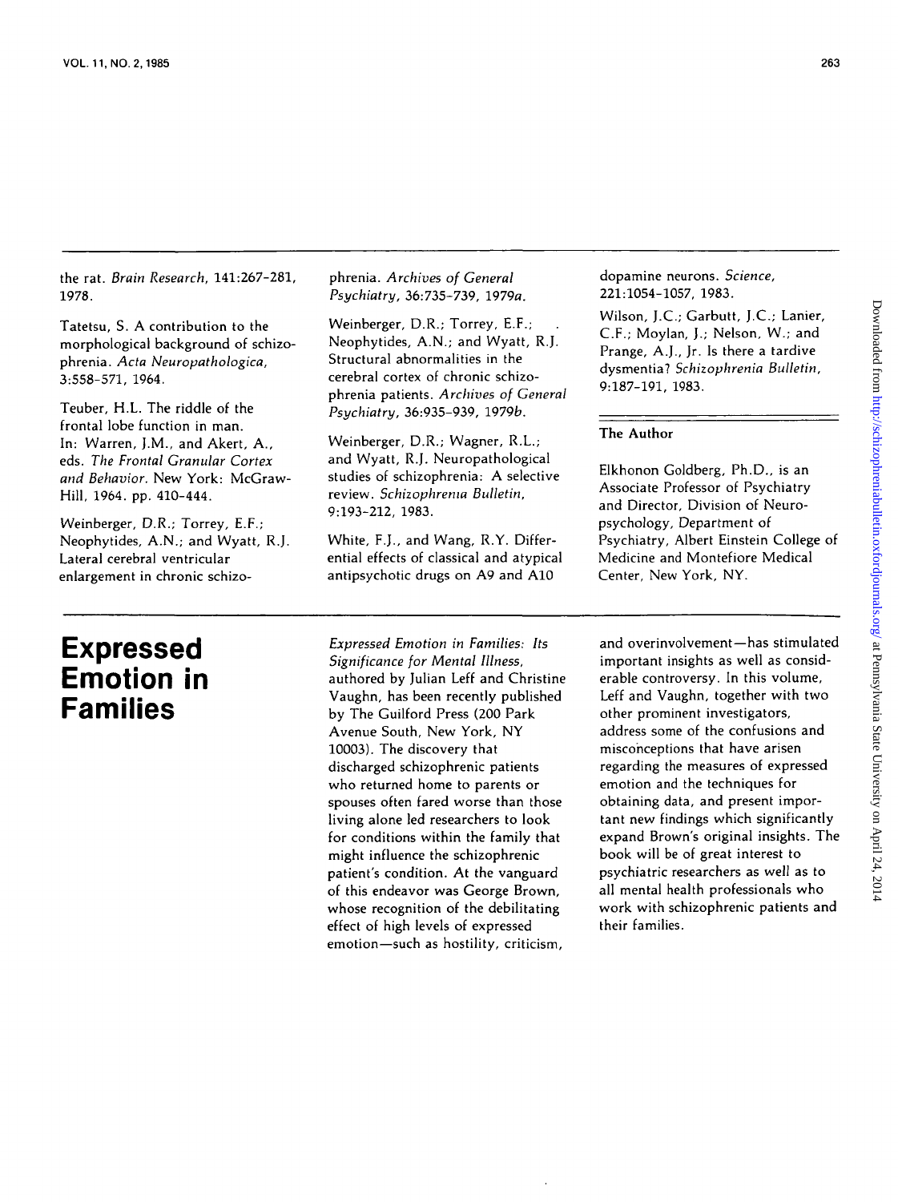the rat. *Brain Research*, 141:267–281, 1978.

Tatetsu, S. A contribution to the morphological background of schizophrenia. *Acta Neuropathologica*, 3:558–571, 1964.

Teuber, H.L. The riddle of the frontal lobe function in man. In: Warren, J.M., and Akert, A., eds. *The Frontal Granular Cortex and Behavior*. New York: McGraw-Hill, 1964. pp. 410–444.

Weinberger, D.R.; Torrey, E.F.; Neophytides, A.N.; and Wyatt, R.J. Lateral cerebral ventricular enlargement in chronic schizophrenia. *Archives of General Psychiatry*, 36:735–739, 1979*a*.

Weinberger, D.R.; Torrey, E.F.; Neophytides, A.N.; and Wyatt, R.J. Structural abnormalities in the cerebral cortex of chronic schizophrenia patients. *Archives of General Psychiatry*, 36:935–939, 1979*b*.

Weinberger, D.R.; Wagner, R.L.; and Wyatt, R.J. Neuropathological studies of schizophrenia: A selective review. *Schizophrenia Bulletin*, 9:193–212, 1983.

White, F.J., and Wang, R.Y. Differential effects of classical and atypical antipsychotic drugs on A9 and A10 dopamine neurons. *Science*, 221:1054–1057, 1983.

Wilson, J.C.; Garbutt, J.C.; Lanier, C.F.; Moylan, J.; Nelson, W.; and Prange, A.J., Jr. Is there a tardive dysmentia? *Schizophrenia Bulletin*, 9:187–191, 1983.

### The Author

Elkhonon Goldberg, Ph.D., is an Associate Professor of Psychiatry and Director, Division of Neuropsychology, Department of Psychiatry, Albert Einstein College of Medicine and Montefiore Medical Center, New York, NY.

# Expressed Emotion in Families

*Expressed Emotion in Families: Its Significance for Mental Illness*, authored by Julian Leff and Christine Vaughn, has been recently published by The Guilford Press (200 Park Avenue South, New York, NY 10003). The discovery that discharged schizophrenic patients who returned home to parents or spouses often fared worse than those living alone led researchers to look for conditions within the family that might influence the schizophrenic patient's condition. At the vanguard of this endeavor was George Brown, whose recognition of the debilitating effect of high levels of expressed emotion—such as hostility, criticism, and overinvolvement—has stimulated important insights as well as considerable controversy. In this volume, Leff and Vaughn, together with two other prominent investigators, address some of the confusions and misconceptions that have arisen regarding the measures of expressed emotion and the techniques for obtaining data, and present important new findings which significantly expand Brown's original insights. The book will be of great interest to psychiatric researchers as well as to all mental health professionals who work with schizophrenic patients and their families.